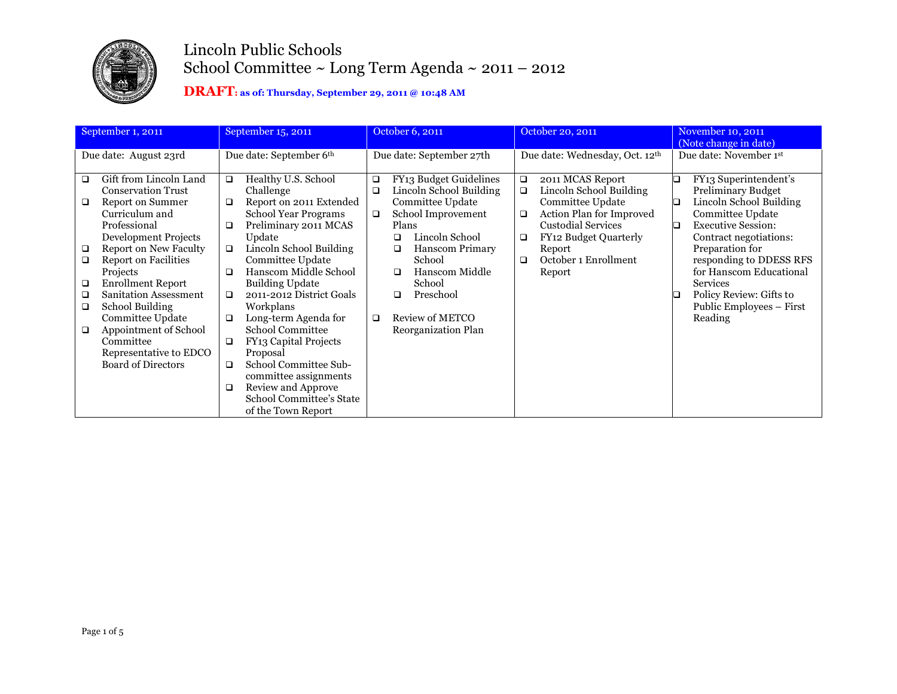# Lincoln Public Schools

## School Committee ~ Long Term Agenda ~ 2011 – 2012

**DRAFT: as of: Thursday, September 29, 2011 @ 10:48 AM**

| September 1, 2011 | September 15, 2011 | October 6, 2011 | October 20, 2011 | November 10, 2011 (Note change in date) |
|---|---|---|---|---|
| Due date: August 23rd | Due date: September 6th | Due date: September 27th | Due date: Wednesday, Oct. 12th | Due date: November 1st |
| ❑ Gift from Lincoln Land Conservation Trust<br>❑ Report on Summer Curriculum and Professional Development Projects<br>❑ Report on New Faculty<br>❑ Report on Facilities Projects<br>❑ Enrollment Report<br>❑ Sanitation Assessment<br>❑ School Building Committee Update<br>❑ Appointment of School Committee Representative to EDCO Board of Directors | ❑ Healthy U.S. School Challenge<br>❑ Report on 2011 Extended School Year Programs<br>❑ Preliminary 2011 MCAS Update<br>❑ Lincoln School Building Committee Update<br>❑ Hanscom Middle School Building Update<br>❑ 2011-2012 District Goals Workplans<br>❑ Long-term Agenda for School Committee<br>❑ FY13 Capital Projects Proposal<br>❑ School Committee Sub-committee assignments<br>❑ Review and Approve School Committee's State of the Town Report | ❑ FY13 Budget Guidelines<br>❑ Lincoln School Building Committee Update<br>❑ School Improvement Plans<br>&nbsp;&nbsp;&nbsp;&nbsp;❑ Lincoln School<br>&nbsp;&nbsp;&nbsp;&nbsp;❑ Hanscom Primary School<br>&nbsp;&nbsp;&nbsp;&nbsp;❑ Hanscom Middle School<br>&nbsp;&nbsp;&nbsp;&nbsp;❑ Preschool<br>❑ Review of METCO Reorganization Plan | ❑ 2011 MCAS Report<br>❑ Lincoln School Building Committee Update<br>❑ Action Plan for Improved Custodial Services<br>❑ FY12 Budget Quarterly Report<br>❑ October 1 Enrollment Report | ❑ FY13 Superintendent's Preliminary Budget<br>❑ Lincoln School Building Committee Update<br>❑ Executive Session: Contract negotiations: Preparation for responding to DDESS RFS for Hanscom Educational Services<br>❑ Policy Review: Gifts to Public Employees – First Reading |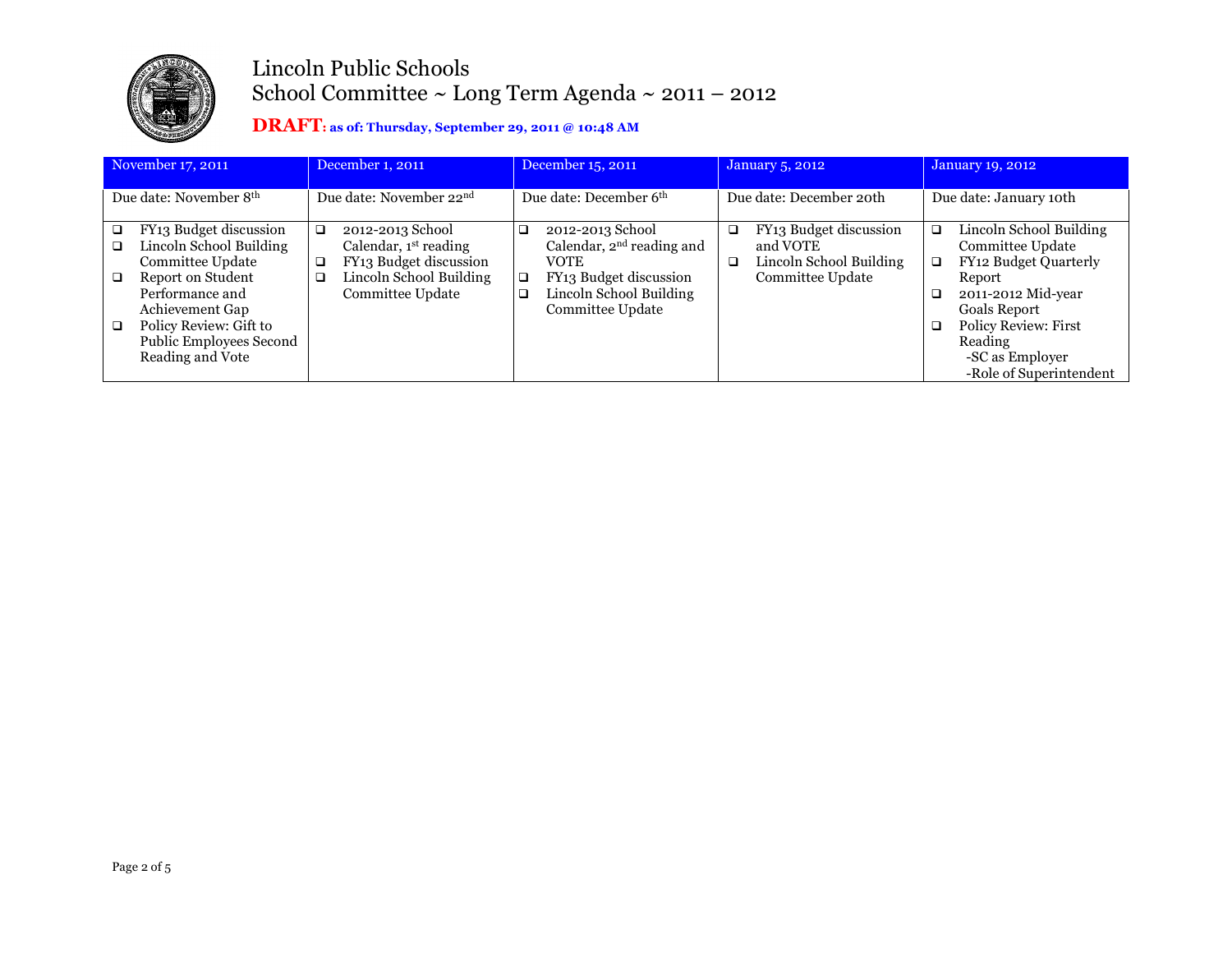# Lincoln Public Schools
## School Committee ~ Long Term Agenda ~ 2011 – 2012

**DRAFT: as of: Thursday, September 29, 2011 @ 10:48 AM**

| November 17, 2011 | December 1, 2011 | December 15, 2011 | January 5, 2012 | January 19, 2012 |
|---|---|---|---|---|
| Due date: November 8th | Due date: November 22nd | Due date: December 6th | Due date: December 20th | Due date: January 10th |
| ❑ FY13 Budget discussion<br>❑ Lincoln School Building Committee Update<br>❑ Report on Student Performance and Achievement Gap<br>❑ Policy Review: Gift to Public Employees Second Reading and Vote | ❑ 2012-2013 School Calendar, 1st reading<br>❑ FY13 Budget discussion<br>❑ Lincoln School Building Committee Update | ❑ 2012-2013 School Calendar, 2nd reading and VOTE<br>❑ FY13 Budget discussion<br>❑ Lincoln School Building Committee Update | ❑ FY13 Budget discussion and VOTE<br>❑ Lincoln School Building Committee Update | ❑ Lincoln School Building Committee Update<br>❑ FY12 Budget Quarterly Report<br>❑ 2011-2012 Mid-year Goals Report<br>❑ Policy Review: First Reading<br>-SC as Employer<br>-Role of Superintendent |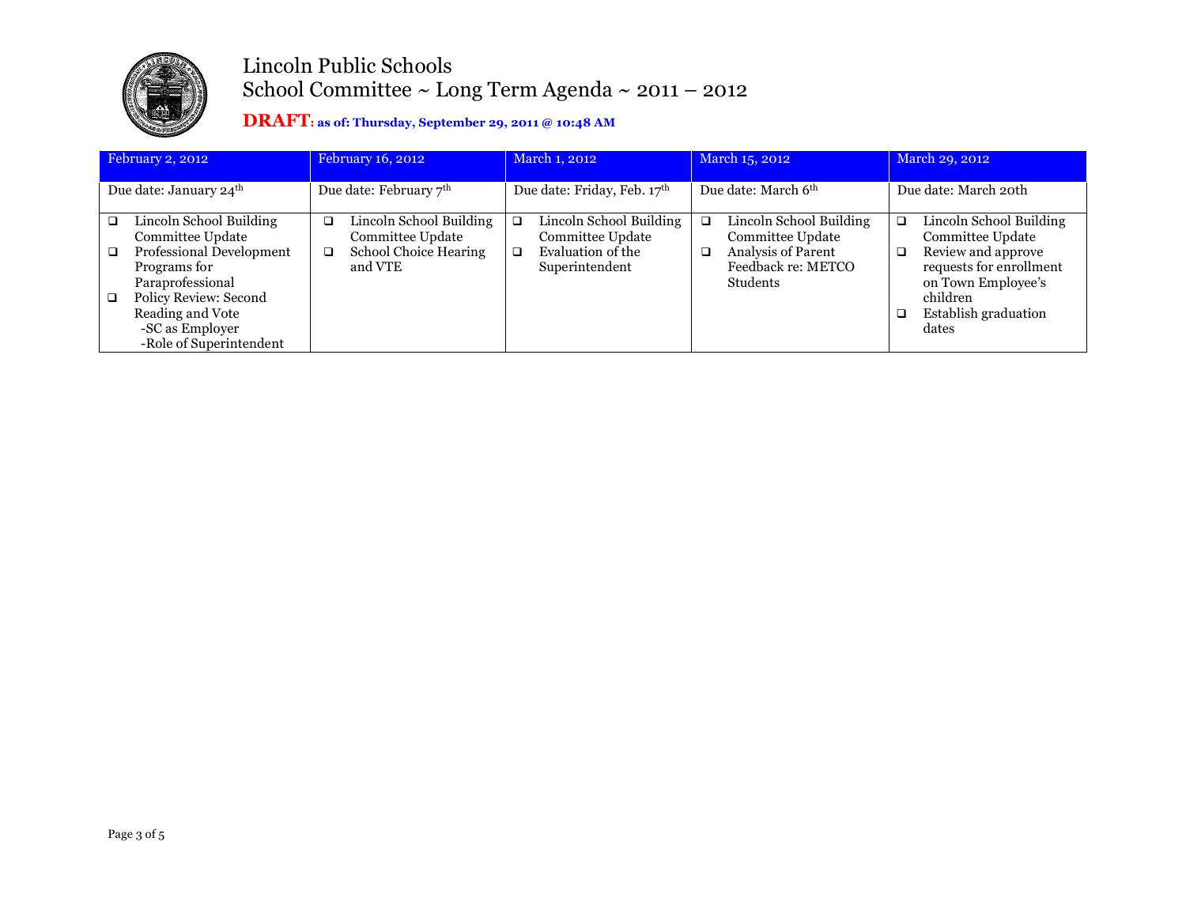# Lincoln Public Schools

## School Committee ~ Long Term Agenda ~ 2011 – 2012

**DRAFT: as of: Thursday, September 29, 2011 @ 10:48 AM**

| February 2, 2012 | February 16, 2012 | March 1, 2012 | March 15, 2012 | March 29, 2012 |
|---|---|---|---|---|
| Due date: January 24th | Due date: February 7th | Due date: Friday, Feb. 17th | Due date: March 6th | Due date: March 20th |
| ❑ Lincoln School Building Committee Update<br>❑ Professional Development Programs for Paraprofessional<br>❑ Policy Review: Second Reading and Vote<br>-SC as Employer<br>-Role of Superintendent | ❑ Lincoln School Building Committee Update<br>❑ School Choice Hearing and VTE | ❑ Lincoln School Building Committee Update<br>❑ Evaluation of the Superintendent | ❑ Lincoln School Building Committee Update<br>❑ Analysis of Parent Feedback re: METCO Students | ❑ Lincoln School Building Committee Update<br>❑ Review and approve requests for enrollment on Town Employee's children<br>❑ Establish graduation dates |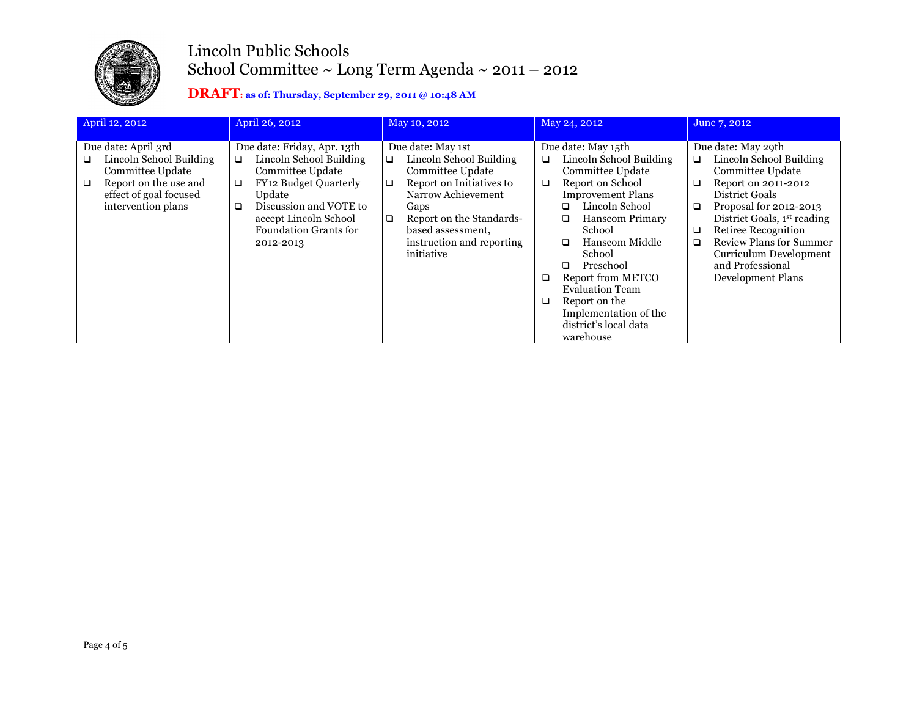# Lincoln Public Schools

## School Committee ~ Long Term Agenda ~ 2011 – 2012

**DRAFT: as of: Thursday, September 29, 2011 @ 10:48 AM**

| April 12, 2012 | April 26, 2012 | May 10, 2012 | May 24, 2012 | June 7, 2012 |
|---|---|---|---|---|
| Due date: April 3rd | Due date: Friday, Apr. 13th | Due date: May 1st | Due date: May 15th | Due date: May 29th |
| ❑ Lincoln School Building Committee Update<br>❑ Report on the use and effect of goal focused intervention plans | ❑ Lincoln School Building Committee Update<br>❑ FY12 Budget Quarterly Update<br>❑ Discussion and VOTE to accept Lincoln School Foundation Grants for 2012-2013 | ❑ Lincoln School Building Committee Update<br>❑ Report on Initiatives to Narrow Achievement Gaps<br>❑ Report on the Standards-based assessment, instruction and reporting initiative | ❑ Lincoln School Building Committee Update<br>❑ Report on School Improvement Plans<br>&nbsp;&nbsp;&nbsp;&nbsp;❑ Lincoln School<br>&nbsp;&nbsp;&nbsp;&nbsp;❑ Hanscom Primary School<br>&nbsp;&nbsp;&nbsp;&nbsp;❑ Hanscom Middle School<br>&nbsp;&nbsp;&nbsp;&nbsp;❑ Preschool<br>❑ Report from METCO Evaluation Team<br>❑ Report on the Implementation of the district's local data warehouse | ❑ Lincoln School Building Committee Update<br>❑ Report on 2011-2012 District Goals<br>❑ Proposal for 2012-2013 District Goals, 1st reading<br>❑ Retiree Recognition<br>❑ Review Plans for Summer Curriculum Development and Professional Development Plans |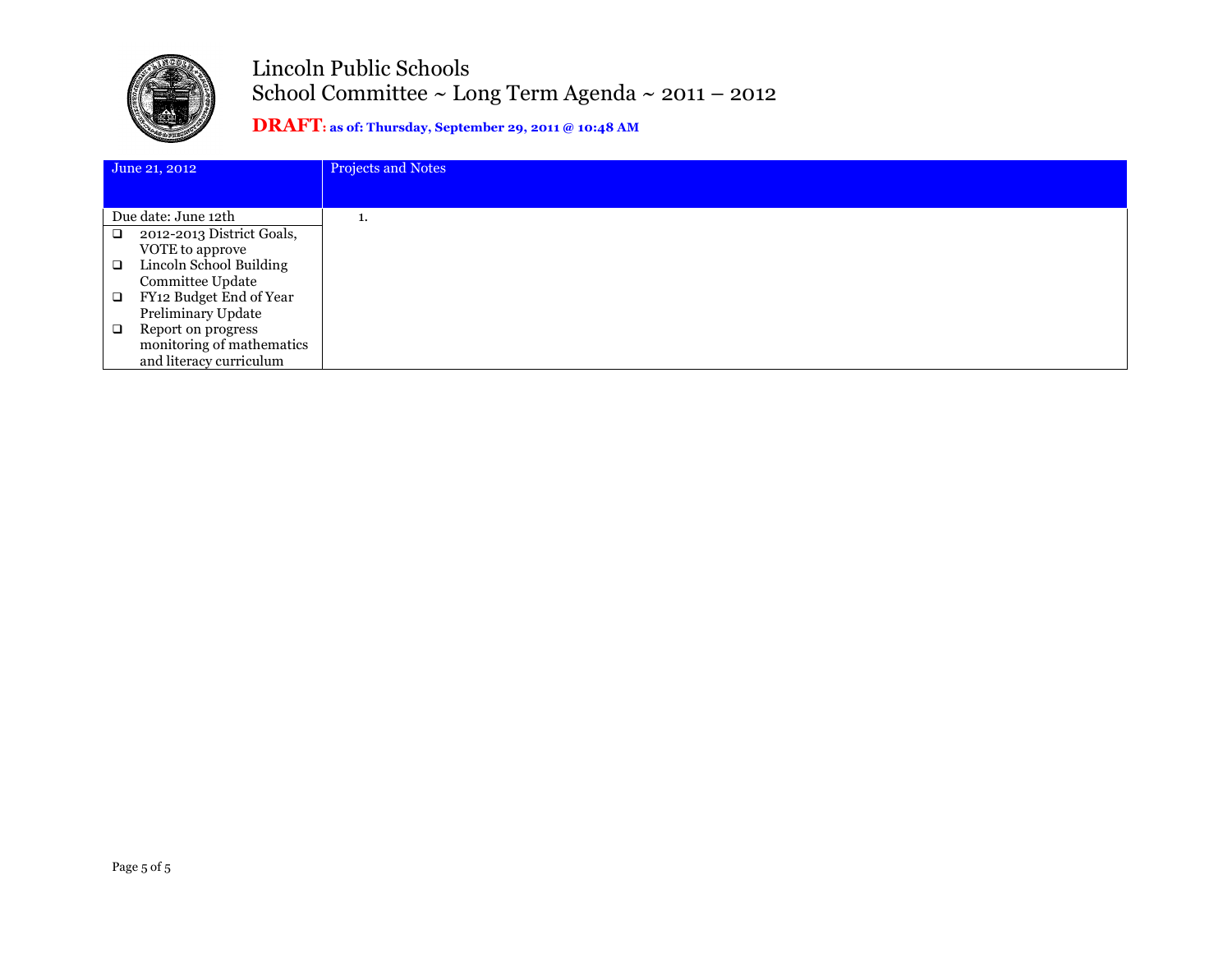# Lincoln Public Schools
## School Committee ~ Long Term Agenda ~ 2011 – 2012

**DRAFT: as of: Thursday, September 29, 2011 @ 10:48 AM**

| June 21, 2012 | Projects and Notes |
|---|---|
| Due date: June 12th<br>❑ 2012-2013 District Goals, VOTE to approve<br>❑ Lincoln School Building Committee Update<br>❑ FY12 Budget End of Year Preliminary Update<br>❑ Report on progress monitoring of mathematics and literacy curriculum | 1. |